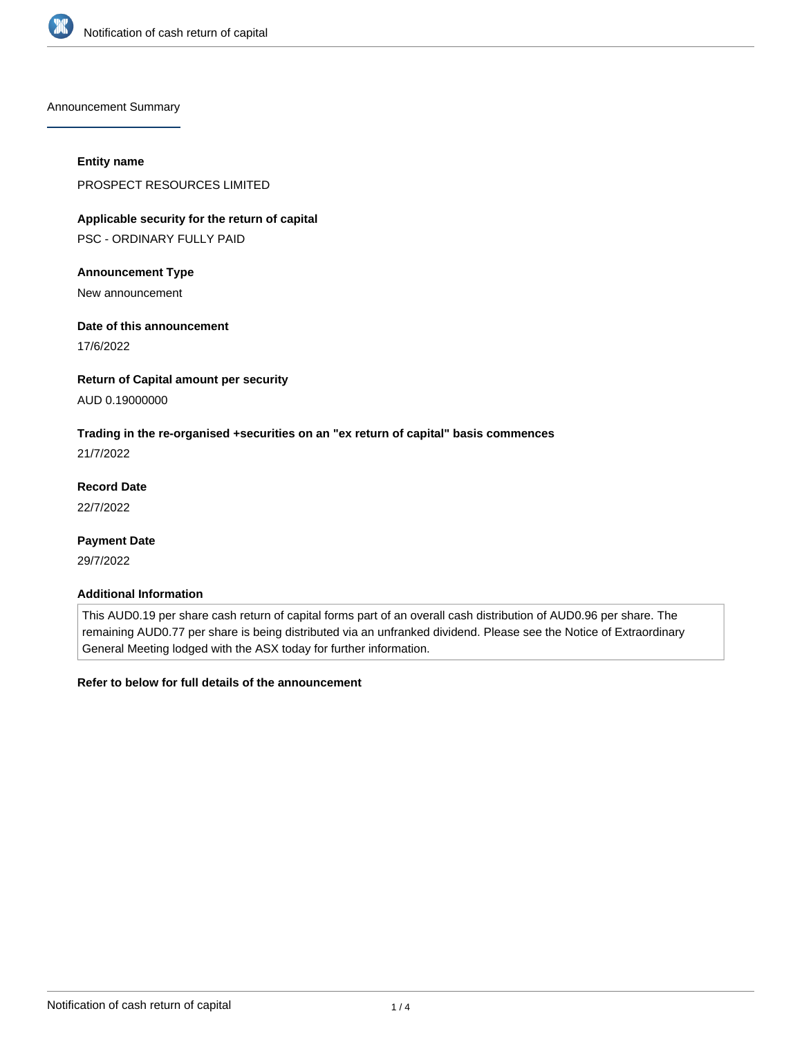# Notification of cash return of capital

## Announcement Summary

**Entity name**

PROSPECT RESOURCES LIMITED

**Applicable security for the return of capital**

PSC - ORDINARY FULLY PAID

**Announcement Type**

New announcement

**Date of this announcement**

17/6/2022

**Return of Capital amount per security**

AUD 0.19000000

**Trading in the re-organised +securities on an "ex return of capital" basis commences**

21/7/2022

**Record Date**

22/7/2022

**Payment Date**

29/7/2022

**Additional Information**

This AUD0.19 per share cash return of capital forms part of an overall cash distribution of AUD0.96 per share. The remaining AUD0.77 per share is being distributed via an unfranked dividend. Please see the Notice of Extraordinary General Meeting lodged with the ASX today for further information.

**Refer to below for full details of the announcement**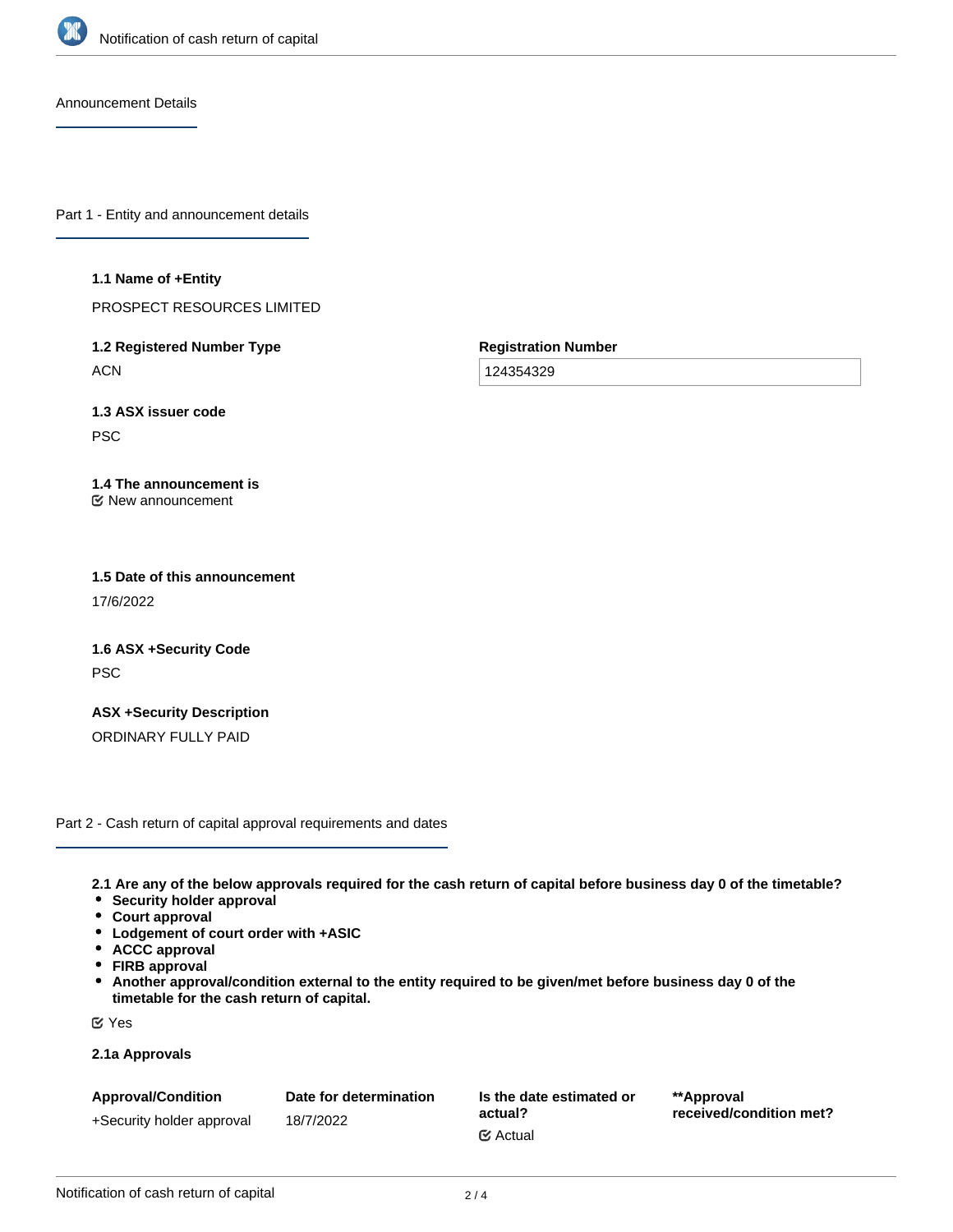Announcement Details

## Part 1 - Entity and announcement details

**1.1 Name of +Entity**

PROSPECT RESOURCES LIMITED

**1.2 Registered Number Type**

ACN

**Registration Number**

124354329

**1.3 ASX issuer code**

PSC

**1.4 The announcement is**

☑ New announcement

**1.5 Date of this announcement**

17/6/2022

**1.6 ASX +Security Code**

PSC

**ASX +Security Description**

ORDINARY FULLY PAID

## Part 2 - Cash return of capital approval requirements and dates

**2.1 Are any of the below approvals required for the cash return of capital before business day 0 of the timetable?**

- **Security holder approval**
- **Court approval**
- **Lodgement of court order with +ASIC**
- **ACCC approval**
- **FIRB approval**
- **Another approval/condition external to the entity required to be given/met before business day 0 of the timetable for the cash return of capital.**

☑ Yes

**2.1a Approvals**

| Approval/Condition | Date for determination | Is the date estimated or actual? | **Approval received/condition met? |
|---|---|---|---|
| +Security holder approval | 18/7/2022 | ☑ Actual | |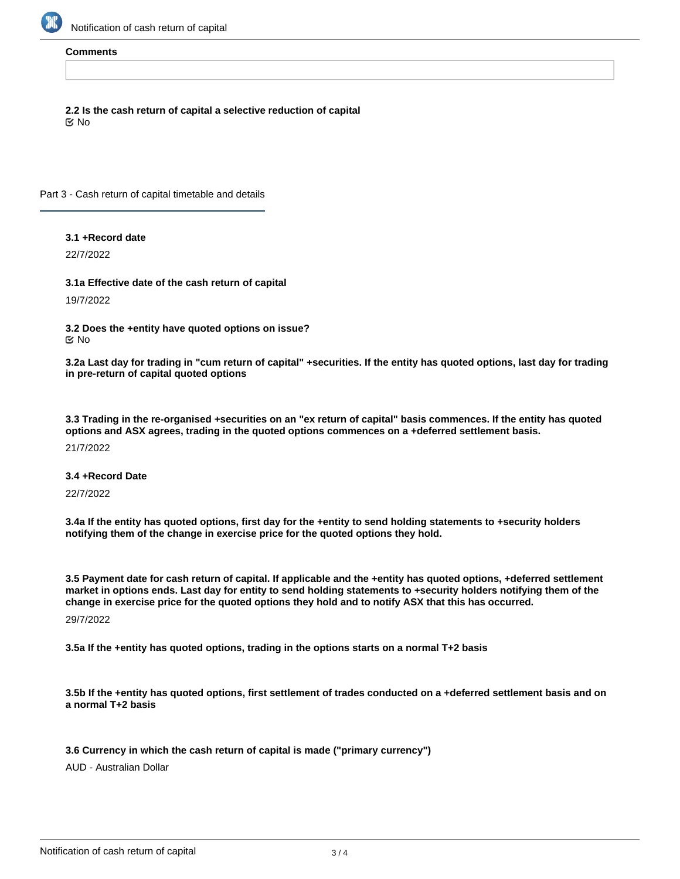**Comments**

**2.2 Is the cash return of capital a selective reduction of capital**

☑ No

Part 3 - Cash return of capital timetable and details

**3.1 +Record date**

22/7/2022

**3.1a Effective date of the cash return of capital**

19/7/2022

**3.2 Does the +entity have quoted options on issue?**

☑ No

**3.2a Last day for trading in "cum return of capital" +securities. If the entity has quoted options, last day for trading in pre-return of capital quoted options**

**3.3 Trading in the re-organised +securities on an "ex return of capital" basis commences. If the entity has quoted options and ASX agrees, trading in the quoted options commences on a +deferred settlement basis.**

21/7/2022

**3.4 +Record Date**

22/7/2022

**3.4a If the entity has quoted options, first day for the +entity to send holding statements to +security holders notifying them of the change in exercise price for the quoted options they hold.**

**3.5 Payment date for cash return of capital. If applicable and the +entity has quoted options, +deferred settlement market in options ends. Last day for entity to send holding statements to +security holders notifying them of the change in exercise price for the quoted options they hold and to notify ASX that this has occurred.**

29/7/2022

**3.5a If the +entity has quoted options, trading in the options starts on a normal T+2 basis**

**3.5b If the +entity has quoted options, first settlement of trades conducted on a +deferred settlement basis and on a normal T+2 basis**

**3.6 Currency in which the cash return of capital is made ("primary currency")**

AUD - Australian Dollar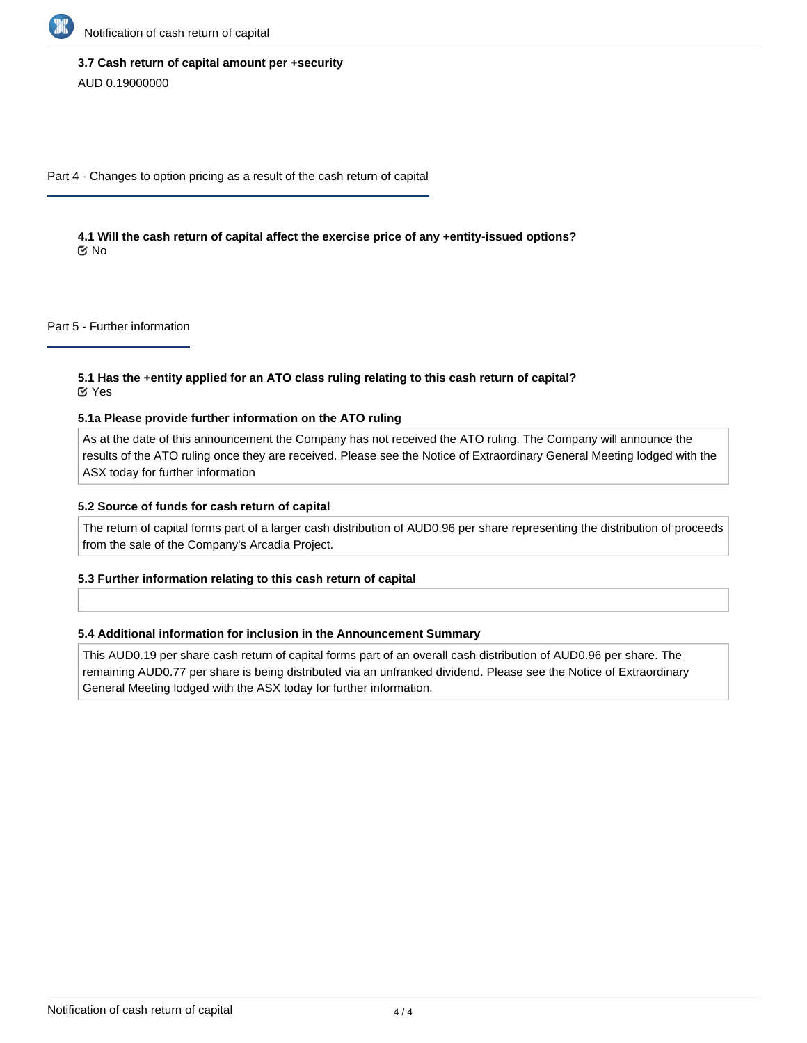**3.7 Cash return of capital amount per +security**

AUD 0.19000000

## Part 4 - Changes to option pricing as a result of the cash return of capital

**4.1 Will the cash return of capital affect the exercise price of any +entity-issued options?**

☑ No

## Part 5 - Further information

**5.1 Has the +entity applied for an ATO class ruling relating to this cash return of capital?**

☑ Yes

**5.1a Please provide further information on the ATO ruling**

As at the date of this announcement the Company has not received the ATO ruling. The Company will announce the results of the ATO ruling once they are received. Please see the Notice of Extraordinary General Meeting lodged with the ASX today for further information

**5.2 Source of funds for cash return of capital**

The return of capital forms part of a larger cash distribution of AUD0.96 per share representing the distribution of proceeds from the sale of the Company's Arcadia Project.

**5.3 Further information relating to this cash return of capital**

**5.4 Additional information for inclusion in the Announcement Summary**

This AUD0.19 per share cash return of capital forms part of an overall cash distribution of AUD0.96 per share. The remaining AUD0.77 per share is being distributed via an unfranked dividend. Please see the Notice of Extraordinary General Meeting lodged with the ASX today for further information.